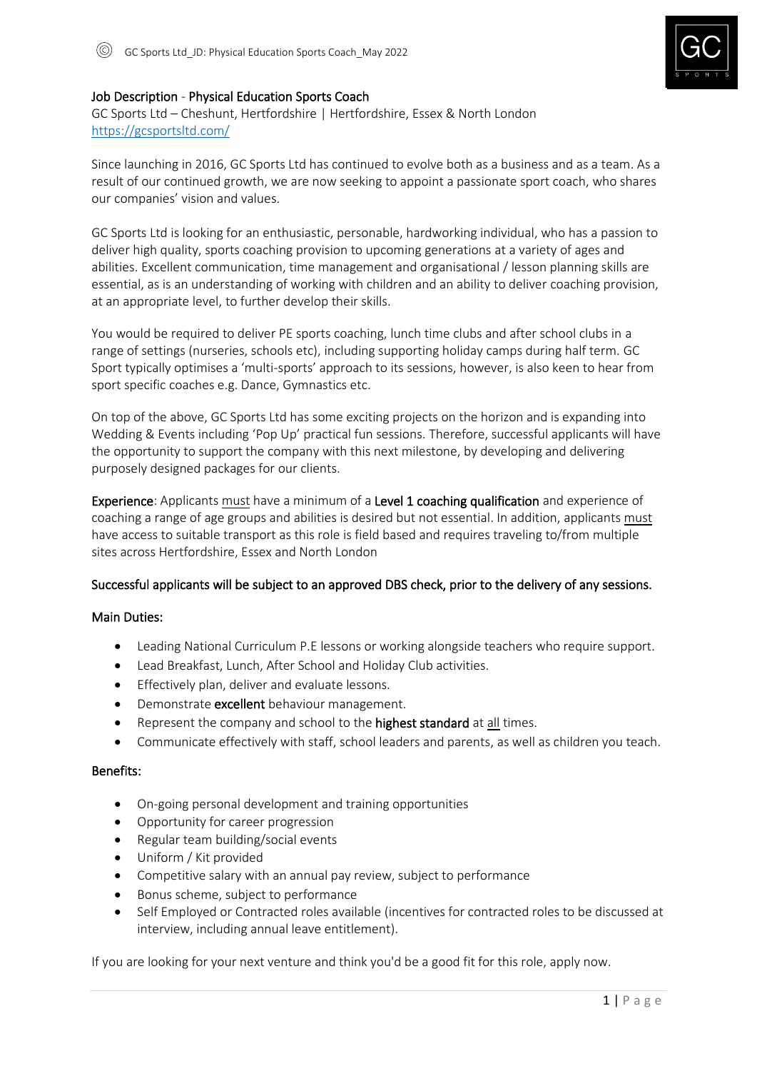## Job Description - Physical Education Sports Coach

GC Sports Ltd – Cheshunt, Hertfordshire | Hertfordshire, Essex & North London
https://gcsportsltd.com/

Since launching in 2016, GC Sports Ltd has continued to evolve both as a business and as a team. As a result of our continued growth, we are now seeking to appoint a passionate sport coach, who shares our companies' vision and values.

GC Sports Ltd is looking for an enthusiastic, personable, hardworking individual, who has a passion to deliver high quality, sports coaching provision to upcoming generations at a variety of ages and abilities. Excellent communication, time management and organisational / lesson planning skills are essential, as is an understanding of working with children and an ability to deliver coaching provision, at an appropriate level, to further develop their skills.

You would be required to deliver PE sports coaching, lunch time clubs and after school clubs in a range of settings (nurseries, schools etc), including supporting holiday camps during half term. GC Sport typically optimises a 'multi-sports' approach to its sessions, however, is also keen to hear from sport specific coaches e.g. Dance, Gymnastics etc.

On top of the above, GC Sports Ltd has some exciting projects on the horizon and is expanding into Wedding & Events including 'Pop Up' practical fun sessions. Therefore, successful applicants will have the opportunity to support the company with this next milestone, by developing and delivering purposely designed packages for our clients.

**Experience**: Applicants must have a minimum of a **Level 1 coaching qualification** and experience of coaching a range of age groups and abilities is desired but not essential. In addition, applicants must have access to suitable transport as this role is field based and requires traveling to/from multiple sites across Hertfordshire, Essex and North London

**Successful applicants will be subject to an approved DBS check, prior to the delivery of any sessions.**

### Main Duties:

- Leading National Curriculum P.E lessons or working alongside teachers who require support.
- Lead Breakfast, Lunch, After School and Holiday Club activities.
- Effectively plan, deliver and evaluate lessons.
- Demonstrate **excellent** behaviour management.
- Represent the company and school to the **highest standard** at all times.
- Communicate effectively with staff, school leaders and parents, as well as children you teach.

### Benefits:

- On-going personal development and training opportunities
- Opportunity for career progression
- Regular team building/social events
- Uniform / Kit provided
- Competitive salary with an annual pay review, subject to performance
- Bonus scheme, subject to performance
- Self Employed or Contracted roles available (incentives for contracted roles to be discussed at interview, including annual leave entitlement).

If you are looking for your next venture and think you'd be a good fit for this role, apply now.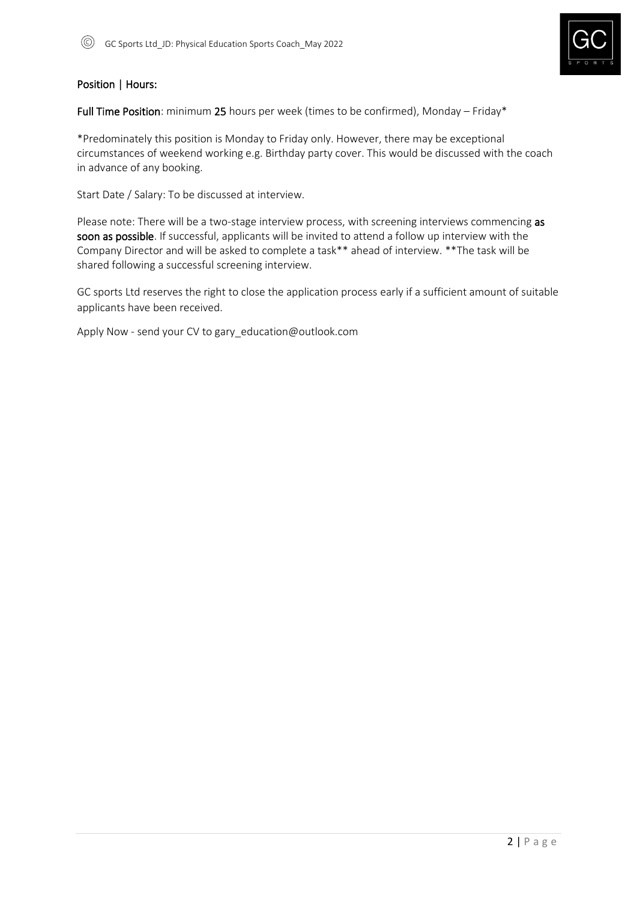## Position | Hours:

**Full Time Position**: minimum **25** hours per week (times to be confirmed), Monday – Friday*

*Predominately this position is Monday to Friday only. However, there may be exceptional circumstances of weekend working e.g. Birthday party cover. This would be discussed with the coach in advance of any booking.

Start Date / Salary: To be discussed at interview.

Please note: There will be a two-stage interview process, with screening interviews commencing **as soon as possible**. If successful, applicants will be invited to attend a follow up interview with the Company Director and will be asked to complete a task** ahead of interview. **The task will be shared following a successful screening interview.

GC sports Ltd reserves the right to close the application process early if a sufficient amount of suitable applicants have been received.

Apply Now - send your CV to gary_education@outlook.com